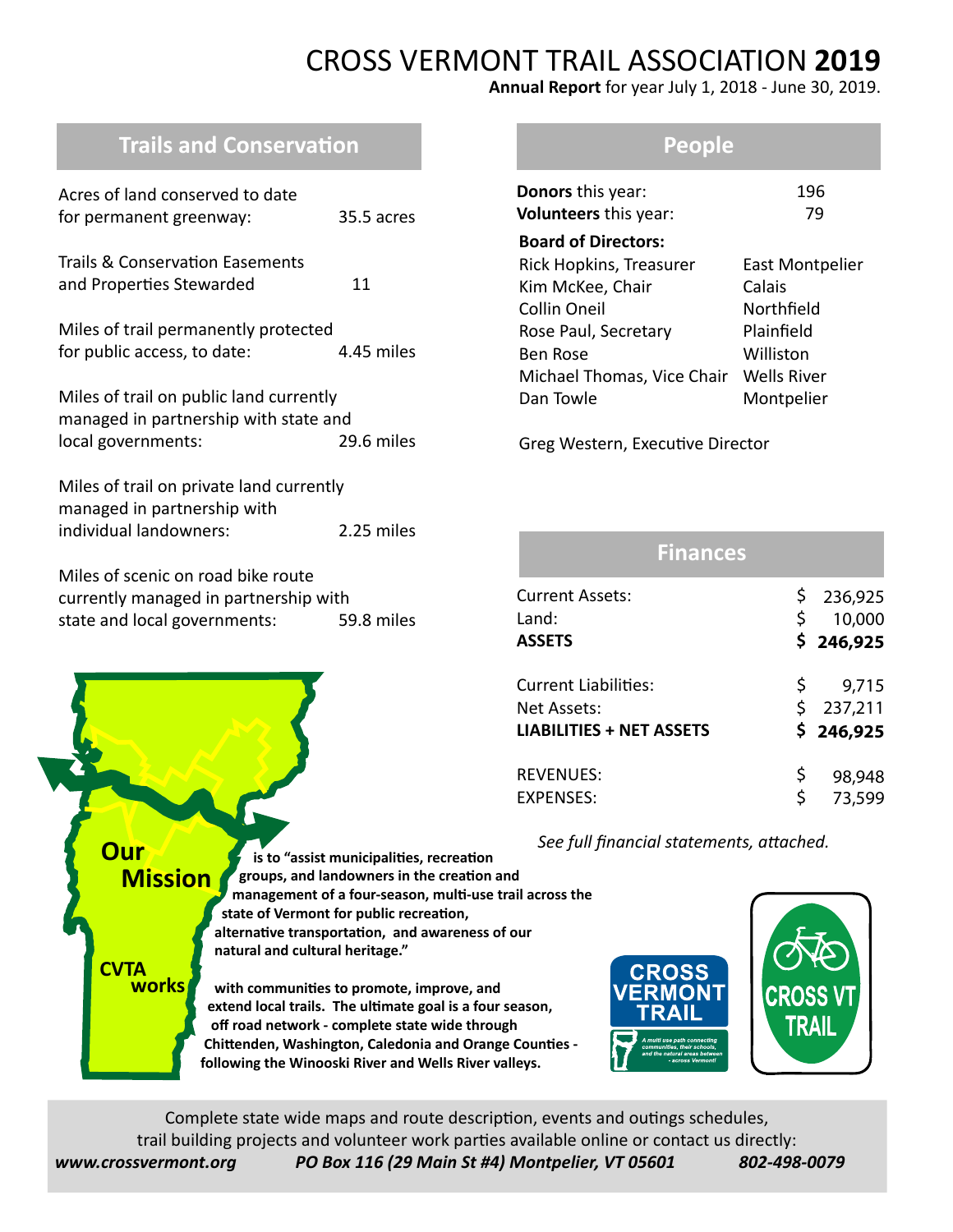# CROSS VERMONT TRAIL ASSOCIATION **2019**

**Annual Report** for year July 1, 2018 - June 30, 2019.

## Trails and Conservation

| | |
|---|---|
| Acres of land conserved to date for permanent greenway: | 35.5 acres |
| Trails & Conservation Easements and Properties Stewarded | 11 |
| Miles of trail permanently protected for public access, to date: | 4.45 miles |
| Miles of trail on public land currently managed in partnership with state and local governments: | 29.6 miles |
| Miles of trail on private land currently managed in partnership with individual landowners: | 2.25 miles |
| Miles of scenic on road bike route currently managed in partnership with state and local governments: | 59.8 miles |

**Our Mission** is to "assist municipalities, recreation groups, and landowners in the creation and management of a four-season, multi-use trail across the state of Vermont for public recreation, alternative transportation, and awareness of our natural and cultural heritage."

**CVTA works** with communities to promote, improve, and extend local trails. The ultimate goal is a four season, off road network - complete state wide through Chittenden, Washington, Caledonia and Orange Counties - following the Winooski River and Wells River valleys.

## People

**Donors** this year: 196

**Volunteers** this year: 79

**Board of Directors:**

| | |
|---|---|
| Rick Hopkins, Treasurer | East Montpelier |
| Kim McKee, Chair | Calais |
| Collin Oneil | Northfield |
| Rose Paul, Secretary | Plainfield |
| Ben Rose | Williston |
| Michael Thomas, Vice Chair | Wells River |
| Dan Towle | Montpelier |

Greg Western, Executive Director

## Finances

| | |
|---|---|
| Current Assets: | $ 236,925 |
| Land: | $ 10,000 |
| **ASSETS** | **$ 246,925** |
| Current Liabilities: | $ 9,715 |
| Net Assets: | $ 237,211 |
| **LIABILITIES + NET ASSETS** | **$ 246,925** |
| REVENUES: | $ 98,948 |
| EXPENSES: | $ 73,599 |

*See full financial statements, attached.*

CROSS VERMONT TRAIL — A multi use path connecting communities, their schools, and the natural areas between - across Vermont!

CROSS VT TRAIL

Complete state wide maps and route description, events and outings schedules, trail building projects and volunteer work parties available online or contact us directly:

*www.crossvermont.org* *PO Box 116 (29 Main St #4) Montpelier, VT 05601* *802-498-0079*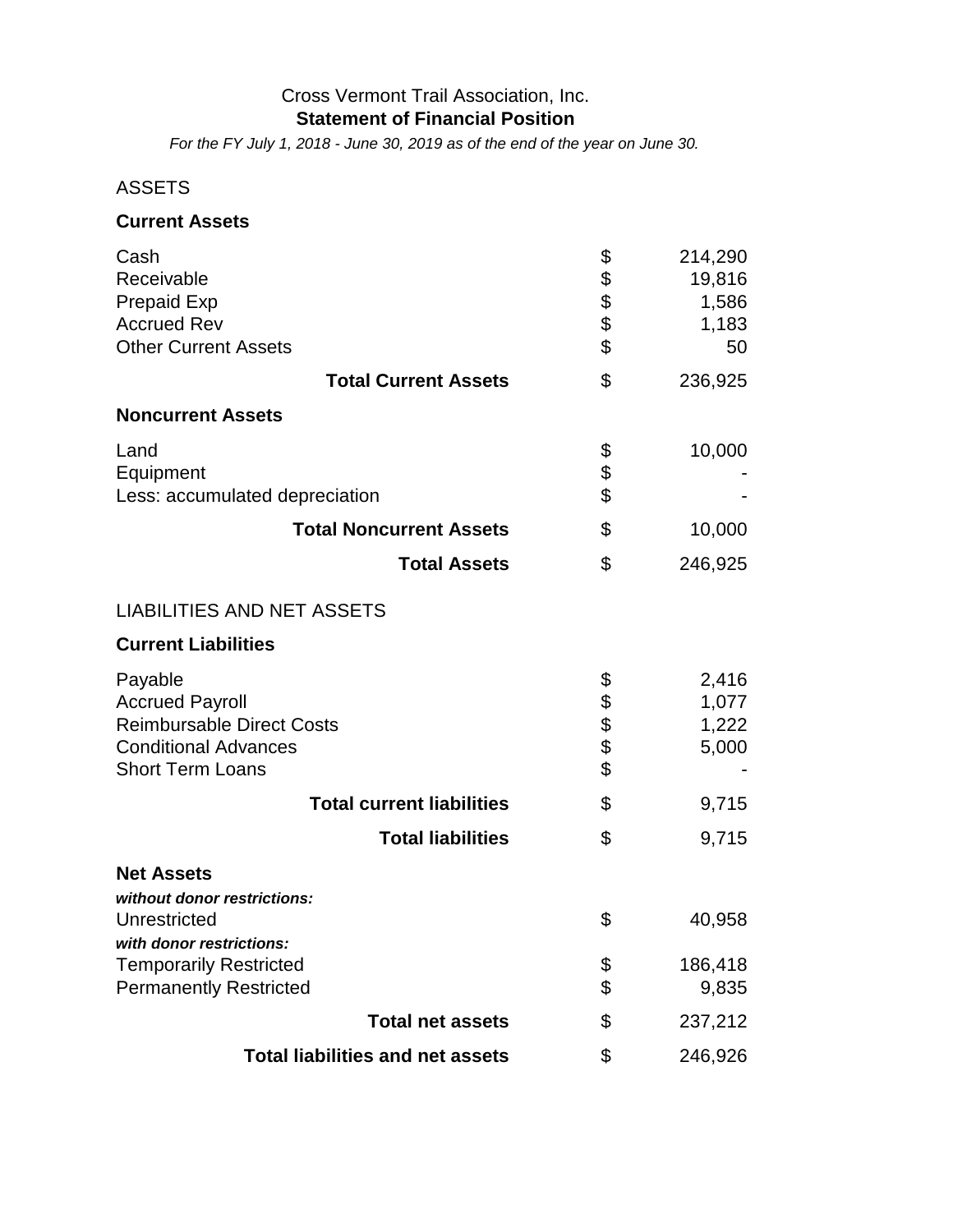Cross Vermont Trail Association, Inc.

**Statement of Financial Position**

*For the FY July 1, 2018 - June 30, 2019 as of the end of the year on June 30.*

ASSETS

| | | |
|---|---|---|
| **Current Assets** | | |
| Cash | $ | 214,290 |
| Receivable | $ | 19,816 |
| Prepaid Exp | $ | 1,586 |
| Accrued Rev | $ | 1,183 |
| Other Current Assets | $ | 50 |
| **Total Current Assets** | $ | 236,925 |
| **Noncurrent Assets** | | |
| Land | $ | 10,000 |
| Equipment | $ | - |
| Less: accumulated depreciation | $ | - |
| **Total Noncurrent Assets** | $ | 10,000 |
| **Total Assets** | $ | 246,925 |

LIABILITIES AND NET ASSETS

| | | |
|---|---|---|
| **Current Liabilities** | | |
| Payable | $ | 2,416 |
| Accrued Payroll | $ | 1,077 |
| Reimbursable Direct Costs | $ | 1,222 |
| Conditional Advances | $ | 5,000 |
| Short Term Loans | $ | - |
| **Total current liabilities** | $ | 9,715 |
| **Total liabilities** | $ | 9,715 |
| **Net Assets** | | |
| ***without donor restrictions:*** | | |
| Unrestricted | $ | 40,958 |
| ***with donor restrictions:*** | | |
| Temporarily Restricted | $ | 186,418 |
| Permanently Restricted | $ | 9,835 |
| **Total net assets** | $ | 237,212 |
| **Total liabilities and net assets** | $ | 246,926 |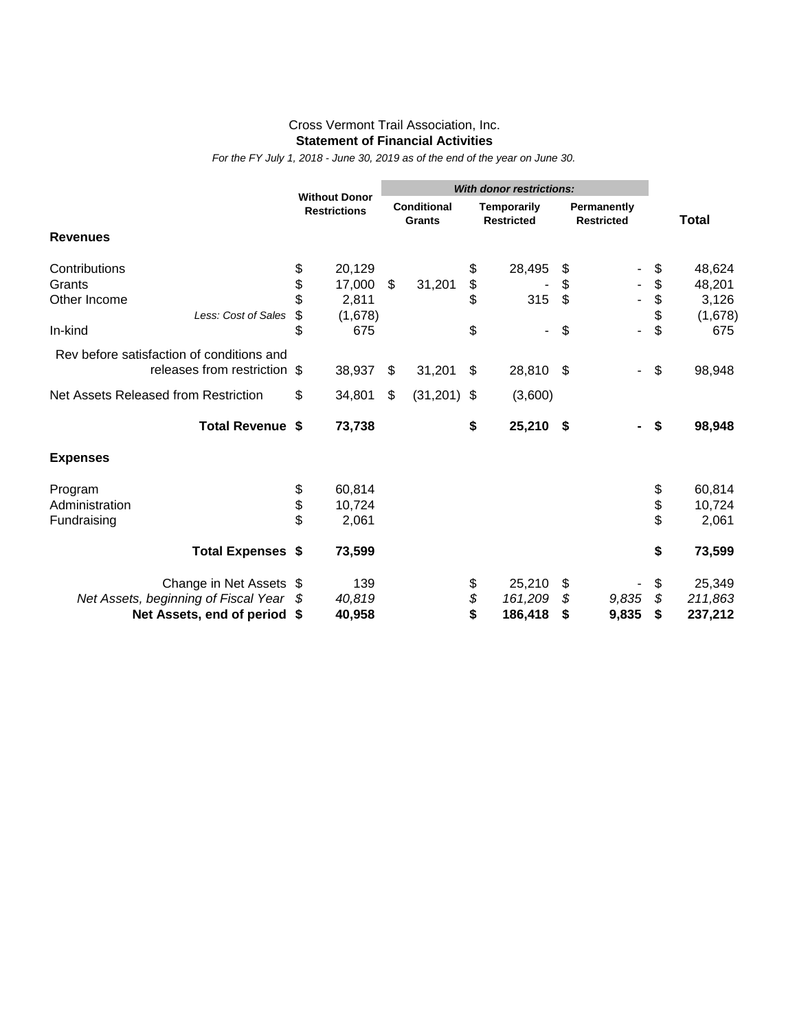Cross Vermont Trail Association, Inc.

**Statement of Financial Activities**

*For the FY July 1, 2018 - June 30, 2019 as of the end of the year on June 30.*

| | Without Donor Restrictions | *With donor restrictions:* | | | Total |
|---|---|---|---|---|---|
| | | Conditional Grants | Temporarily Restricted | Permanently Restricted | |
| **Revenues** | | | | | |
| Contributions | $ 20,129 | | $ 28,495 | $ - | $ 48,624 |
| Grants | $ 17,000 | $ 31,201 | $ - | $ - | $ 48,201 |
| Other Income | $ 2,811 | | $ 315 | $ - | $ 3,126 |
| *Less: Cost of Sales* | $ (1,678) | | | | $ (1,678) |
| In-kind | $ 675 | | $ - | $ - | $ 675 |
| Rev before satisfaction of conditions and releases from restriction | $ 38,937 | $ 31,201 | $ 28,810 | $ - | $ 98,948 |
| Net Assets Released from Restriction | $ 34,801 | $ (31,201) | $ (3,600) | | |
| **Total Revenue** | **$ 73,738** | | **$ 25,210** | **$ -** | **$ 98,948** |
| **Expenses** | | | | | |
| Program | $ 60,814 | | | | $ 60,814 |
| Administration | $ 10,724 | | | | $ 10,724 |
| Fundraising | $ 2,061 | | | | $ 2,061 |
| **Total Expenses** | **$ 73,599** | | | | **$ 73,599** |
| Change in Net Assets | $ 139 | | $ 25,210 | $ - | $ 25,349 |
| *Net Assets, beginning of Fiscal Year* | *$ 40,819* | | *$ 161,209* | *$ 9,835* | *$ 211,863* |
| **Net Assets, end of period** | **$ 40,958** | | **$ 186,418** | **$ 9,835** | **$ 237,212** |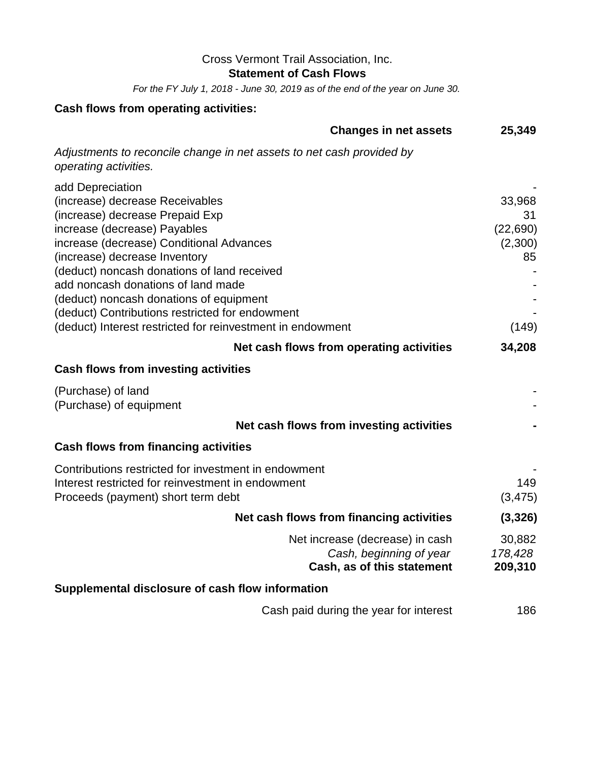Cross Vermont Trail Association, Inc.

**Statement of Cash Flows**

*For the FY July 1, 2018 - June 30, 2019 as of the end of the year on June 30.*

**Cash flows from operating activities:**

| | |
|---|---|
| **Changes in net assets** | **25,349** |
| *Adjustments to reconcile change in net assets to net cash provided by operating activities.* | |
| add Depreciation | - |
| (increase) decrease Receivables | 33,968 |
| (increase) decrease Prepaid Exp | 31 |
| increase (decrease) Payables | (22,690) |
| increase (decrease) Conditional Advances | (2,300) |
| (increase) decrease Inventory | 85 |
| (deduct) noncash donations of land received | - |
| add noncash donations of land made | - |
| (deduct) noncash donations of equipment | - |
| (deduct) Contributions restricted for endowment | - |
| (deduct) Interest restricted for reinvestment in endowment | (149) |
| **Net cash flows from operating activities** | **34,208** |
| **Cash flows from investing activities** | |
| (Purchase) of land | - |
| (Purchase) of equipment | - |
| **Net cash flows from investing activities** | **-** |
| **Cash flows from financing activities** | |
| Contributions restricted for investment in endowment | - |
| Interest restricted for reinvestment in endowment | 149 |
| Proceeds (payment) short term debt | (3,475) |
| **Net cash flows from financing activities** | **(3,326)** |
| Net increase (decrease) in cash | 30,882 |
| *Cash, beginning of year* | *178,428* |
| **Cash, as of this statement** | **209,310** |

**Supplemental disclosure of cash flow information**

| | |
|---|---|
| Cash paid during the year for interest | 186 |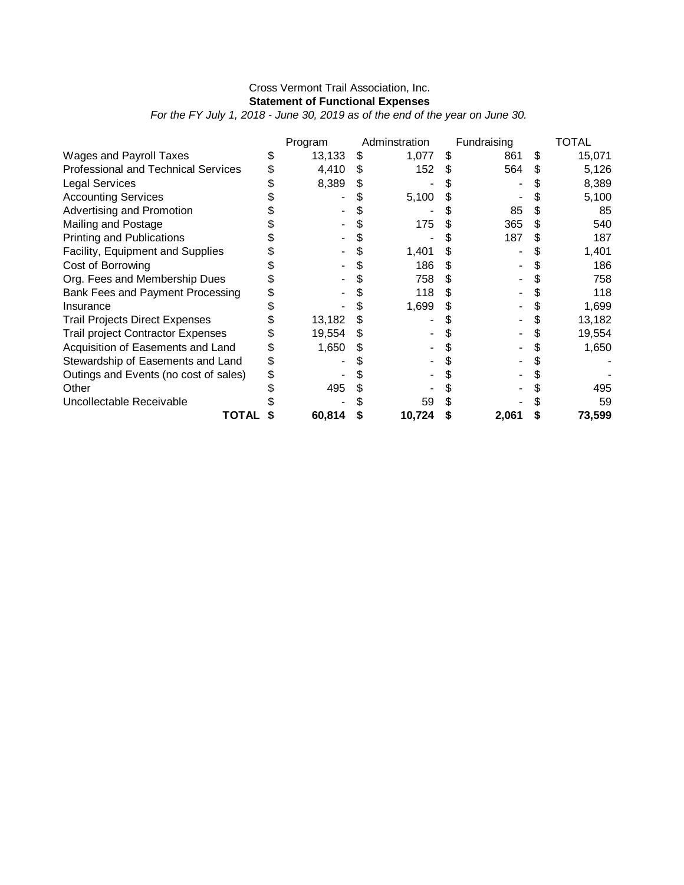Cross Vermont Trail Association, Inc.

**Statement of Functional Expenses**

*For the FY July 1, 2018 - June 30, 2019 as of the end of the year on June 30.*

| | Program | Adminstration | Fundraising | TOTAL |
|---|---|---|---|---|
| Wages and Payroll Taxes | $ 13,133 | $ 1,077 | $ 861 | $ 15,071 |
| Professional and Technical Services | $ 4,410 | $ 152 | $ 564 | $ 5,126 |
| Legal Services | $ 8,389 | $ - | $ - | $ 8,389 |
| Accounting Services | $ - | $ 5,100 | $ - | $ 5,100 |
| Advertising and Promotion | $ - | $ - | $ 85 | $ 85 |
| Mailing and Postage | $ - | $ 175 | $ 365 | $ 540 |
| Printing and Publications | $ - | $ - | $ 187 | $ 187 |
| Facility, Equipment and Supplies | $ - | $ 1,401 | $ - | $ 1,401 |
| Cost of Borrowing | $ - | $ 186 | $ - | $ 186 |
| Org. Fees and Membership Dues | $ - | $ 758 | $ - | $ 758 |
| Bank Fees and Payment Processing | $ - | $ 118 | $ - | $ 118 |
| Insurance | $ - | $ 1,699 | $ - | $ 1,699 |
| Trail Projects Direct Expenses | $ 13,182 | $ - | $ - | $ 13,182 |
| Trail project Contractor Expenses | $ 19,554 | $ - | $ - | $ 19,554 |
| Acquisition of Easements and Land | $ 1,650 | $ - | $ - | $ 1,650 |
| Stewardship of Easements and Land | $ - | $ - | $ - | $ - |
| Outings and Events (no cost of sales) | $ - | $ - | $ - | $ - |
| Other | $ 495 | $ - | $ - | $ 495 |
| Uncollectable Receivable | $ - | $ 59 | $ - | $ 59 |
| **TOTAL** | **$ 60,814** | **$ 10,724** | **$ 2,061** | **$ 73,599** |